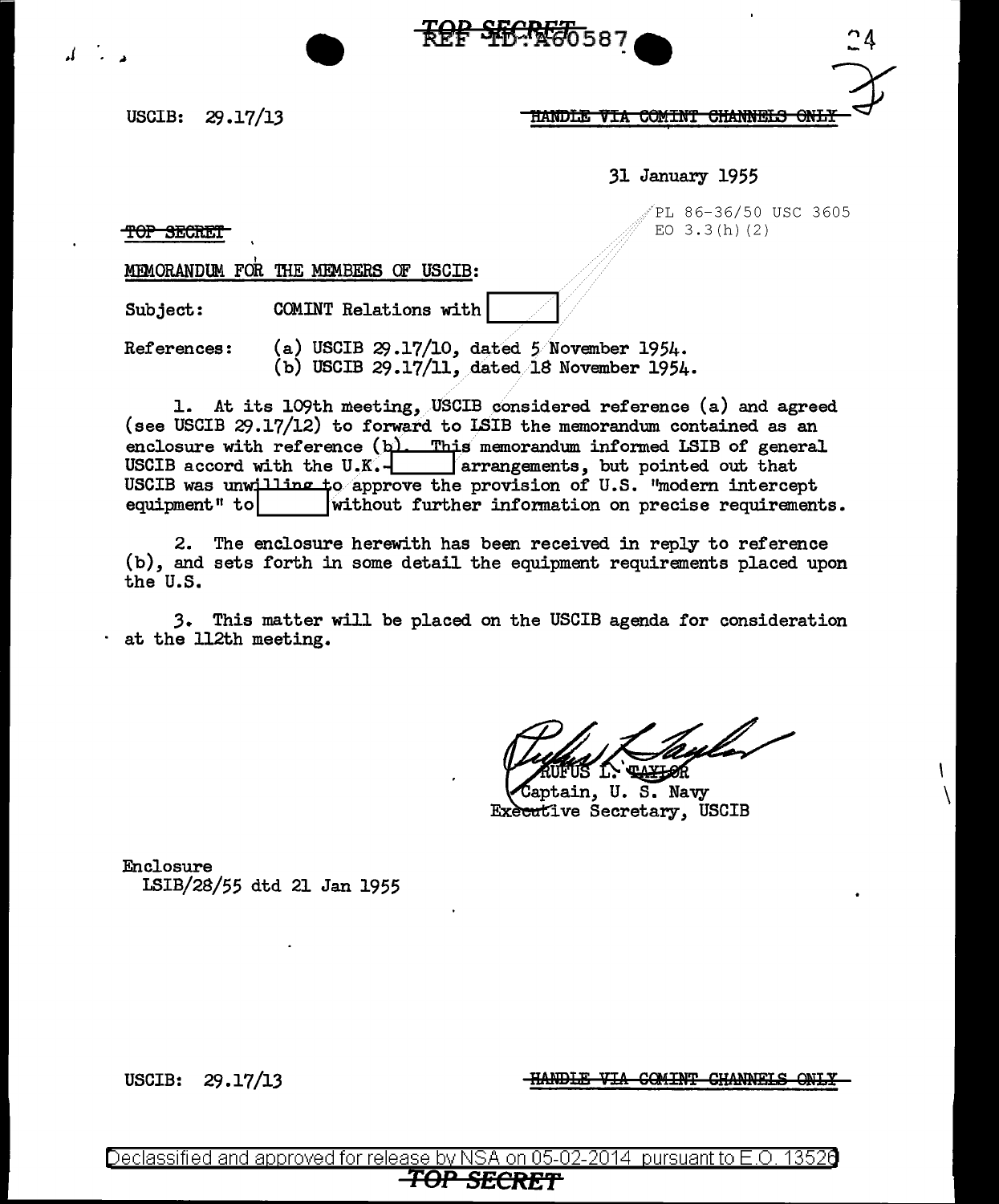USCIB: 29.17/13

HANDLE VIA COMINT CHANNELS ONLY

31 January 1955

TOP SECRET

PL 86-36/50 USC 3605
EO 3.3(h)(2)

MEMORANDUM FOR THE MEMBERS OF USCIB:

Subject: COMINT Relations with [ ]

References: (a) USCIB 29.17/10, dated 5 November 1954.
(b) USCIB 29.17/11, dated 18 November 1954.

1. At its 109th meeting, USCIB considered reference (a) and agreed (see USCIB 29.17/12) to forward to LSIB the memorandum contained as an enclosure with reference (b). This memorandum informed LSIB of general USCIB accord with the U.K.-[ ] arrangements, but pointed out that USCIB was unwilling to approve the provision of U.S. "modern intercept equipment" to [ ] without further information on precise requirements.

2. The enclosure herewith has been received in reply to reference (b), and sets forth in some detail the equipment requirements placed upon the U.S.

3. This matter will be placed on the USCIB agenda for consideration at the 112th meeting.

RUFUS L. TAYLOR
Captain, U. S. Navy
Executive Secretary, USCIB

Enclosure
LSIB/28/55 dtd 21 Jan 1955

USCIB: 29.17/13

HANDLE VIA COMINT CHANNELS ONLY

Declassified and approved for release by NSA on 05-02-2014 pursuant to E.O. 13526

TOP SECRET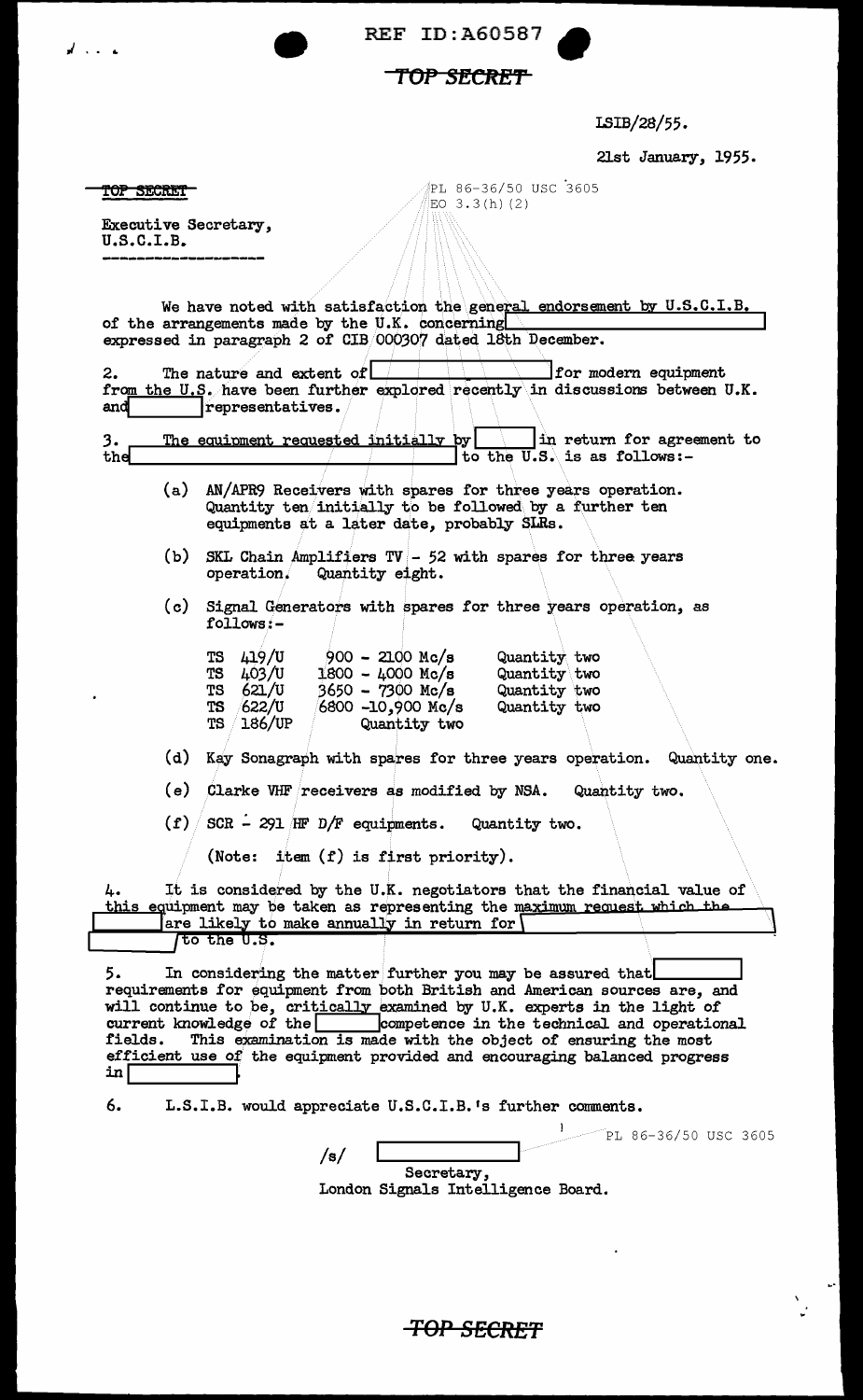REF ID:A60587

TOP SECRET

LSIB/28/55.

21st January, 1955.

TOP SECRET

PL 86-36/50 USC 3605
EO 3.3(h)(2)

Executive Secretary,
U.S.C.I.B.

We have noted with satisfaction the general endorsement by U.S.C.I.B. of the arrangements made by the U.K. concerning [ ] expressed in paragraph 2 of CIB 000307 dated 18th December.

2. The nature and extent of [ ] for modern equipment from the U.S. have been further explored recently in discussions between U.K. and [ ] representatives.

3. The equipment requested initially by [ ] in return for agreement to the [ ] to the U.S. is as follows:-

(a) AN/APR9 Receivers with spares for three years operation. Quantity ten initially to be followed by a further ten equipments at a later date, probably SLRs.

(b) SKL Chain Amplifiers TV - 52 with spares for three years operation. Quantity eight.

(c) Signal Generators with spares for three years operation, as follows:-

| | | |
|---|---|---|
| TS 419/U | 900 - 2100 Mc/s | Quantity two |
| TS 403/U | 1800 - 4000 Mc/s | Quantity two |
| TS 621/U | 3650 - 7300 Mc/s | Quantity two |
| TS 622/U | 6800 -10,900 Mc/s | Quantity two |
| TS 186/UP | Quantity two | |

(d) Kay Sonagraph with spares for three years operation. Quantity one.

(e) Clarke VHF receivers as modified by NSA. Quantity two.

(f) SCR - 291 HF D/F equipments. Quantity two.

(Note: item (f) is first priority).

4. It is considered by the U.K. negotiators that the financial value of this equipment may be taken as representing the maximum request which the [ ] are likely to make annually in return for [ ] to the U.S.

5. In considering the matter further you may be assured that [ ] requirements for equipment from both British and American sources are, and will continue to be, critically examined by U.K. experts in the light of current knowledge of the [ ] competence in the technical and operational fields. This examination is made with the object of ensuring the most efficient use of the equipment provided and encouraging balanced progress in [ ].

6. L.S.I.B. would appreciate U.S.C.I.B.'s further comments.

PL 86-36/50 USC 3605

/s/ [ ]
Secretary,
London Signals Intelligence Board.

TOP SECRET